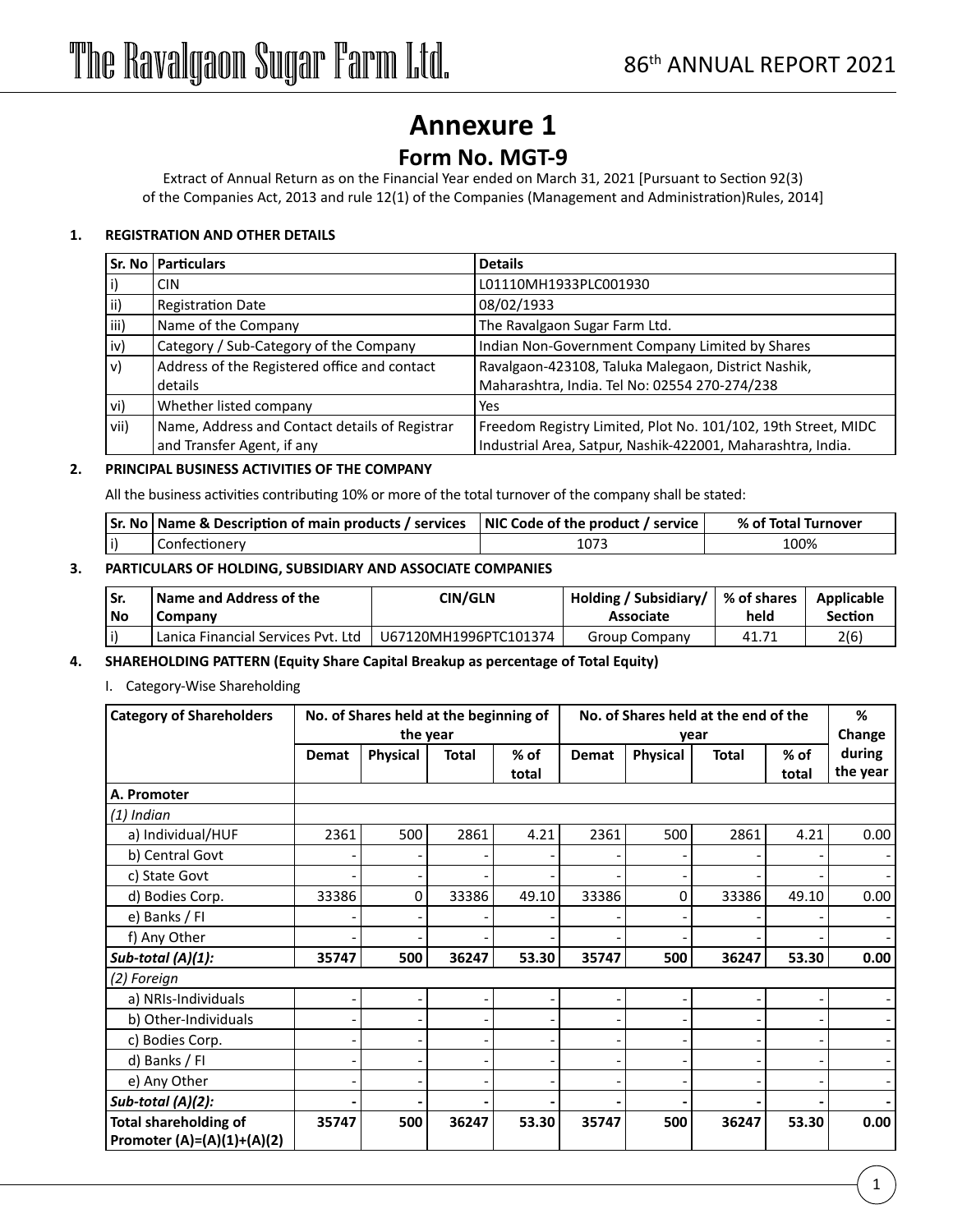# Annexure 1

## Form No. MGT-9

Extract of Annual Return as on the Financial Year ended on March 31, 2021 [Pursuant to Section 92(3) of the Companies Act, 2013 and rule 12(1) of the Companies (Management and Administration)Rules, 2014]

### 1. REGISTRATION AND OTHER DETAILS

| Sr. No | Particulars | Details |
|---|---|---|
| i) | CIN | L01110MH1933PLC001930 |
| ii) | Registration Date | 08/02/1933 |
| iii) | Name of the Company | The Ravalgaon Sugar Farm Ltd. |
| iv) | Category / Sub-Category of the Company | Indian Non-Government Company Limited by Shares |
| v) | Address of the Registered office and contact details | Ravalgaon-423108, Taluka Malegaon, District Nashik, Maharashtra, India. Tel No: 02554 270-274/238 |
| vi) | Whether listed company | Yes |
| vii) | Name, Address and Contact details of Registrar and Transfer Agent, if any | Freedom Registry Limited, Plot No. 101/102, 19th Street, MIDC Industrial Area, Satpur, Nashik-422001, Maharashtra, India. |

### 2. PRINCIPAL BUSINESS ACTIVITIES OF THE COMPANY

All the business activities contributing 10% or more of the total turnover of the company shall be stated:

| Sr. No | Name & Description of main products / services | NIC Code of the product / service | % of Total Turnover |
|---|---|---|---|
| i) | Confectionery | 1073 | 100% |

### 3. PARTICULARS OF HOLDING, SUBSIDIARY AND ASSOCIATE COMPANIES

| Sr. No | Name and Address of the Company | CIN/GLN | Holding / Subsidiary/ Associate | % of shares held | Applicable Section |
|---|---|---|---|---|---|
| i) | Lanica Financial Services Pvt. Ltd | U67120MH1996PTC101374 | Group Company | 41.71 | 2(6) |

### 4. SHAREHOLDING PATTERN (Equity Share Capital Breakup as percentage of Total Equity)

I. Category-Wise Shareholding

| Category of Shareholders | No. of Shares held at the beginning of the year | | | | No. of Shares held at the end of the year | | | | % Change during the year |
|---|---|---|---|---|---|---|---|---|---|
| | Demat | Physical | Total | % of total | Demat | Physical | Total | % of total | |
| **A. Promoter** | | | | | | | | | |
| *(1) Indian* | | | | | | | | | |
| a) Individual/HUF | 2361 | 500 | 2861 | 4.21 | 2361 | 500 | 2861 | 4.21 | 0.00 |
| b) Central Govt | - | - | - | - | - | - | - | - | - |
| c) State Govt | - | - | - | - | - | - | - | - | - |
| d) Bodies Corp. | 33386 | 0 | 33386 | 49.10 | 33386 | 0 | 33386 | 49.10 | 0.00 |
| e) Banks / FI | - | - | - | - | - | - | - | - | - |
| f) Any Other | - | - | - | - | - | - | - | - | - |
| ***Sub-total (A)(1):*** | **35747** | **500** | **36247** | **53.30** | **35747** | **500** | **36247** | **53.30** | **0.00** |
| *(2) Foreign* | | | | | | | | | |
| a) NRIs-Individuals | - | - | - | - | - | - | - | - | - |
| b) Other-Individuals | - | - | - | - | - | - | - | - | - |
| c) Bodies Corp. | - | - | - | - | - | - | - | - | - |
| d) Banks / FI | - | - | - | - | - | - | - | - | - |
| e) Any Other | - | - | - | - | - | - | - | - | - |
| ***Sub-total (A)(2):*** | **-** | **-** | **-** | **-** | **-** | **-** | **-** | **-** | **-** |
| **Total shareholding of Promoter (A)=(A)(1)+(A)(2)** | **35747** | **500** | **36247** | **53.30** | **35747** | **500** | **36247** | **53.30** | **0.00** |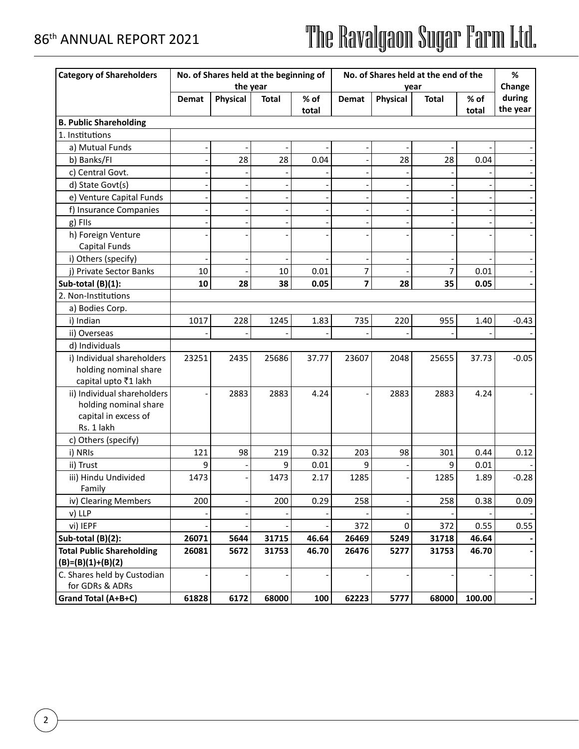| Category of Shareholders | No. of Shares held at the beginning of the year | | | | No. of Shares held at the end of the year | | | | % Change during the year |
|---|---|---|---|---|---|---|---|---|---|
| | Demat | Physical | Total | % of total | Demat | Physical | Total | % of total | |
| **B. Public Shareholding** | | | | | | | | | |
| 1. Institutions | | | | | | | | | |
| a) Mutual Funds | - | - | - | - | - | - | - | - | - |
| b) Banks/FI | - | 28 | 28 | 0.04 | - | 28 | 28 | 0.04 | - |
| c) Central Govt. | - | - | - | - | - | - | - | - | - |
| d) State Govt(s) | - | - | - | - | - | - | - | - | - |
| e) Venture Capital Funds | - | - | - | - | - | - | - | - | - |
| f) Insurance Companies | - | - | - | - | - | - | - | - | - |
| g) FIIs | - | - | - | - | - | - | - | - | - |
| h) Foreign Venture Capital Funds | - | - | - | - | - | - | - | - | - |
| i) Others (specify) | - | - | - | - | - | - | - | - | - |
| j) Private Sector Banks | 10 | - | 10 | 0.01 | 7 | - | 7 | 0.01 | - |
| **Sub-total (B)(1):** | **10** | **28** | **38** | **0.05** | **7** | **28** | **35** | **0.05** | **-** |
| 2. Non-Institutions | | | | | | | | | |
| a) Bodies Corp. | | | | | | | | | |
| i) Indian | 1017 | 228 | 1245 | 1.83 | 735 | 220 | 955 | 1.40 | -0.43 |
| ii) Overseas | - | - | - | - | - | - | - | - | - |
| d) Individuals | | | | | | | | | |
| i) Individual shareholders holding nominal share capital upto ₹1 lakh | 23251 | 2435 | 25686 | 37.77 | 23607 | 2048 | 25655 | 37.73 | -0.05 |
| ii) Individual shareholders holding nominal share capital in excess of Rs. 1 lakh | - | 2883 | 2883 | 4.24 | - | 2883 | 2883 | 4.24 | - |
| c) Others (specify) | | | | | | | | | |
| i) NRIs | 121 | 98 | 219 | 0.32 | 203 | 98 | 301 | 0.44 | 0.12 |
| ii) Trust | 9 | - | 9 | 0.01 | 9 | - | 9 | 0.01 | - |
| iii) Hindu Undivided Family | 1473 | - | 1473 | 2.17 | 1285 | - | 1285 | 1.89 | -0.28 |
| iv) Clearing Members | 200 | - | 200 | 0.29 | 258 | - | 258 | 0.38 | 0.09 |
| v) LLP | - | - | - | - | - | - | - | - | - |
| vi) IEPF | - | - | - | - | 372 | 0 | 372 | 0.55 | 0.55 |
| **Sub-total (B)(2):** | **26071** | **5644** | **31715** | **46.64** | **26469** | **5249** | **31718** | **46.64** | **-** |
| **Total Public Shareholding (B)=(B)(1)+(B)(2)** | **26081** | **5672** | **31753** | **46.70** | **26476** | **5277** | **31753** | **46.70** | **-** |
| C. Shares held by Custodian for GDRs & ADRs | - | - | - | - | - | - | - | - | - |
| **Grand Total (A+B+C)** | **61828** | **6172** | **68000** | **100** | **62223** | **5777** | **68000** | **100.00** | **-** |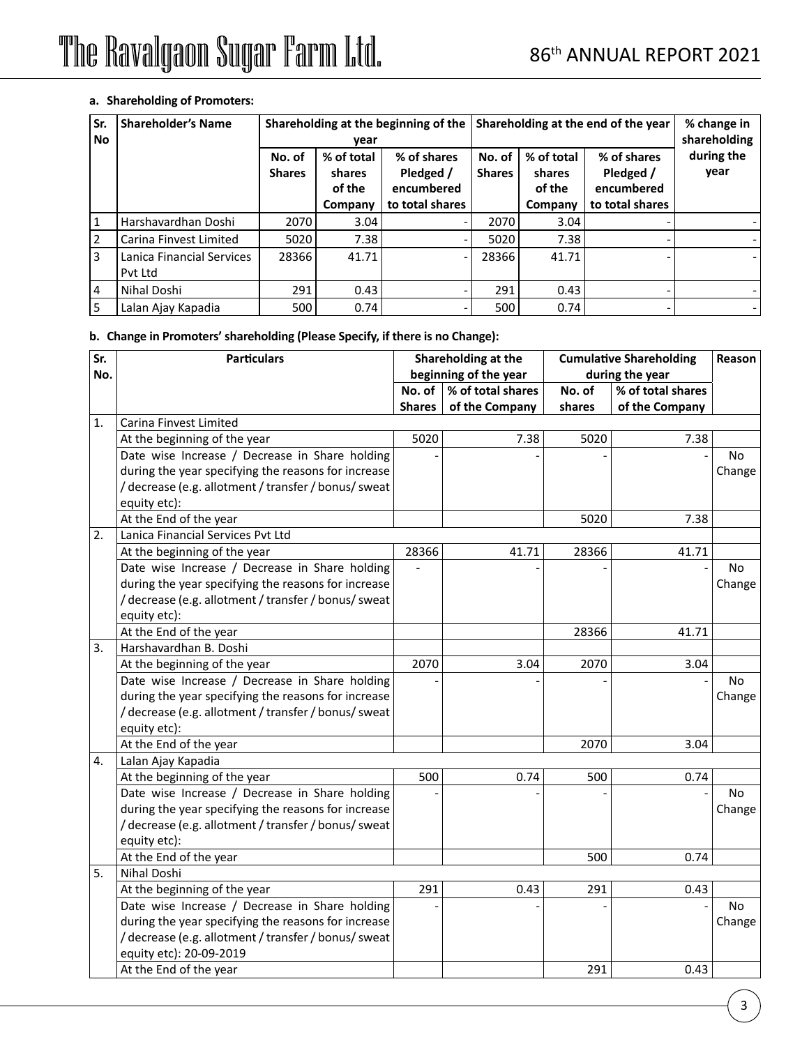**a. Shareholding of Promoters:**

| Sr. No | Shareholder's Name | Shareholding at the beginning of the year | | | Shareholding at the end of the year | | | % change in shareholding during the year |
|---|---|---|---|---|---|---|---|---|
| | | No. of Shares | % of total shares of the Company | % of shares Pledged / encumbered to total shares | No. of Shares | % of total shares of the Company | % of shares Pledged / encumbered to total shares | |
| 1 | Harshavardhan Doshi | 2070 | 3.04 | - | 2070 | 3.04 | - | - |
| 2 | Carina Finvest Limited | 5020 | 7.38 | - | 5020 | 7.38 | - | - |
| 3 | Lanica Financial Services Pvt Ltd | 28366 | 41.71 | - | 28366 | 41.71 | - | - |
| 4 | Nihal Doshi | 291 | 0.43 | - | 291 | 0.43 | - | - |
| 5 | Lalan Ajay Kapadia | 500 | 0.74 | - | 500 | 0.74 | - | - |

**b. Change in Promoters' shareholding (Please Specify, if there is no Change):**

| Sr. No. | Particulars | Shareholding at the beginning of the year | | Cumulative Shareholding during the year | | Reason |
|---|---|---|---|---|---|---|
| | | No. of Shares | % of total shares of the Company | No. of shares | % of total shares of the Company | |
| 1. | Carina Finvest Limited | | | | | |
| | At the beginning of the year | 5020 | 7.38 | 5020 | 7.38 | |
| | Date wise Increase / Decrease in Share holding during the year specifying the reasons for increase / decrease (e.g. allotment / transfer / bonus/ sweat equity etc): | - | - | - | - | No Change |
| | At the End of the year | | | 5020 | 7.38 | |
| 2. | Lanica Financial Services Pvt Ltd | | | | | |
| | At the beginning of the year | 28366 | 41.71 | 28366 | 41.71 | |
| | Date wise Increase / Decrease in Share holding during the year specifying the reasons for increase / decrease (e.g. allotment / transfer / bonus/ sweat equity etc): | - | - | - | - | No Change |
| | At the End of the year | | | 28366 | 41.71 | |
| 3. | Harshavardhan B. Doshi | | | | | |
| | At the beginning of the year | 2070 | 3.04 | 2070 | 3.04 | |
| | Date wise Increase / Decrease in Share holding during the year specifying the reasons for increase / decrease (e.g. allotment / transfer / bonus/ sweat equity etc): | - | - | - | - | No Change |
| | At the End of the year | | | 2070 | 3.04 | |
| 4. | Lalan Ajay Kapadia | | | | | |
| | At the beginning of the year | 500 | 0.74 | 500 | 0.74 | |
| | Date wise Increase / Decrease in Share holding during the year specifying the reasons for increase / decrease (e.g. allotment / transfer / bonus/ sweat equity etc): | - | - | - | - | No Change |
| | At the End of the year | | | 500 | 0.74 | |
| 5. | Nihal Doshi | | | | | |
| | At the beginning of the year | 291 | 0.43 | 291 | 0.43 | |
| | Date wise Increase / Decrease in Share holding during the year specifying the reasons for increase / decrease (e.g. allotment / transfer / bonus/ sweat equity etc): 20-09-2019 | - | - | - | - | No Change |
| | At the End of the year | | | 291 | 0.43 | |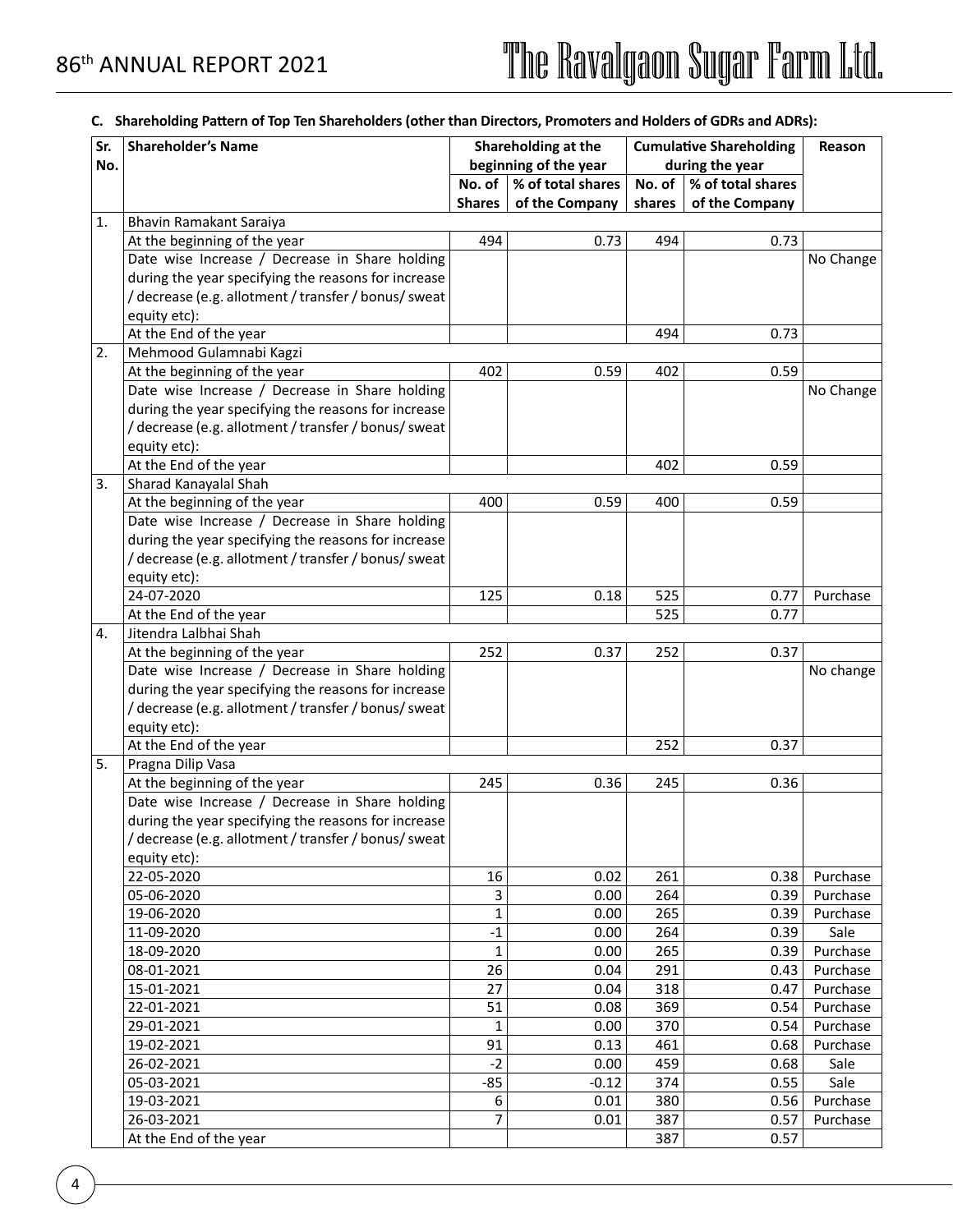**C. Shareholding Pattern of Top Ten Shareholders (other than Directors, Promoters and Holders of GDRs and ADRs):**

| Sr. No. | Shareholder's Name | Shareholding at the beginning of the year | | Cumulative Shareholding during the year | | Reason |
|---|---|---|---|---|---|---|
| | | No. of Shares | % of total shares of the Company | No. of shares | % of total shares of the Company | |
| 1. | Bhavin Ramakant Saraiya | | | | | |
| | At the beginning of the year | 494 | 0.73 | 494 | 0.73 | |
| | Date wise Increase / Decrease in Share holding during the year specifying the reasons for increase / decrease (e.g. allotment / transfer / bonus/ sweat equity etc): | | | | | No Change |
| | At the End of the year | | | 494 | 0.73 | |
| 2. | Mehmood Gulamnabi Kagzi | | | | | |
| | At the beginning of the year | 402 | 0.59 | 402 | 0.59 | |
| | Date wise Increase / Decrease in Share holding during the year specifying the reasons for increase / decrease (e.g. allotment / transfer / bonus/ sweat equity etc): | | | | | No Change |
| | At the End of the year | | | 402 | 0.59 | |
| 3. | Sharad Kanayalal Shah | | | | | |
| | At the beginning of the year | 400 | 0.59 | 400 | 0.59 | |
| | Date wise Increase / Decrease in Share holding during the year specifying the reasons for increase / decrease (e.g. allotment / transfer / bonus/ sweat equity etc): | | | | | |
| | 24-07-2020 | 125 | 0.18 | 525 | 0.77 | Purchase |
| | At the End of the year | | | 525 | 0.77 | |
| 4. | Jitendra Lalbhai Shah | | | | | |
| | At the beginning of the year | 252 | 0.37 | 252 | 0.37 | |
| | Date wise Increase / Decrease in Share holding during the year specifying the reasons for increase / decrease (e.g. allotment / transfer / bonus/ sweat equity etc): | | | | | No change |
| | At the End of the year | | | 252 | 0.37 | |
| 5. | Pragna Dilip Vasa | | | | | |
| | At the beginning of the year | 245 | 0.36 | 245 | 0.36 | |
| | Date wise Increase / Decrease in Share holding during the year specifying the reasons for increase / decrease (e.g. allotment / transfer / bonus/ sweat equity etc): | | | | | |
| | 22-05-2020 | 16 | 0.02 | 261 | 0.38 | Purchase |
| | 05-06-2020 | 3 | 0.00 | 264 | 0.39 | Purchase |
| | 19-06-2020 | 1 | 0.00 | 265 | 0.39 | Purchase |
| | 11-09-2020 | -1 | 0.00 | 264 | 0.39 | Sale |
| | 18-09-2020 | 1 | 0.00 | 265 | 0.39 | Purchase |
| | 08-01-2021 | 26 | 0.04 | 291 | 0.43 | Purchase |
| | 15-01-2021 | 27 | 0.04 | 318 | 0.47 | Purchase |
| | 22-01-2021 | 51 | 0.08 | 369 | 0.54 | Purchase |
| | 29-01-2021 | 1 | 0.00 | 370 | 0.54 | Purchase |
| | 19-02-2021 | 91 | 0.13 | 461 | 0.68 | Purchase |
| | 26-02-2021 | -2 | 0.00 | 459 | 0.68 | Sale |
| | 05-03-2021 | -85 | -0.12 | 374 | 0.55 | Sale |
| | 19-03-2021 | 6 | 0.01 | 380 | 0.56 | Purchase |
| | 26-03-2021 | 7 | 0.01 | 387 | 0.57 | Purchase |
| | At the End of the year | | | 387 | 0.57 | |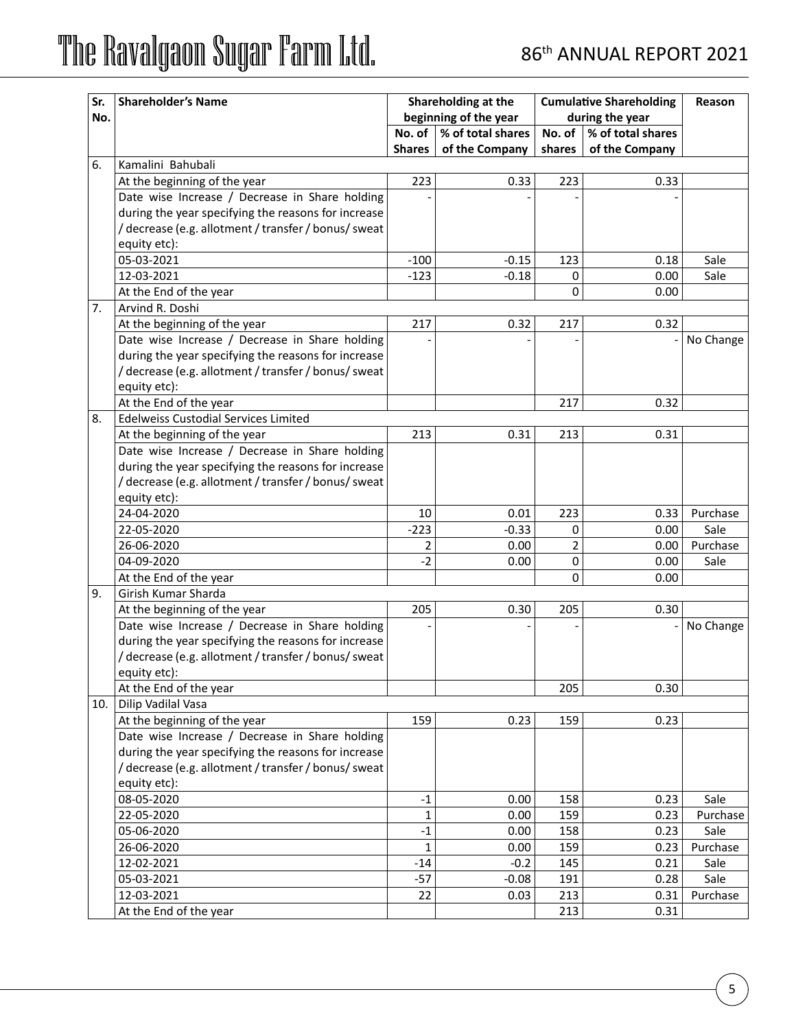| Sr. No. | Shareholder's Name | Shareholding at the beginning of the year | | Cumulative Shareholding during the year | | Reason |
|---|---|---|---|---|---|---|
| | | No. of Shares | % of total shares of the Company | No. of shares | % of total shares of the Company | |
| 6. | Kamalini Bahubali | | | | | |
| | At the beginning of the year | 223 | 0.33 | 223 | 0.33 | |
| | Date wise Increase / Decrease in Share holding during the year specifying the reasons for increase / decrease (e.g. allotment / transfer / bonus/ sweat equity etc): | - | - | - | - | |
| | 05-03-2021 | -100 | -0.15 | 123 | 0.18 | Sale |
| | 12-03-2021 | -123 | -0.18 | 0 | 0.00 | Sale |
| | At the End of the year | | | 0 | 0.00 | |
| 7. | Arvind R. Doshi | | | | | |
| | At the beginning of the year | 217 | 0.32 | 217 | 0.32 | |
| | Date wise Increase / Decrease in Share holding during the year specifying the reasons for increase / decrease (e.g. allotment / transfer / bonus/ sweat equity etc): | - | - | - | - | No Change |
| | At the End of the year | | | 217 | 0.32 | |
| 8. | Edelweiss Custodial Services Limited | | | | | |
| | At the beginning of the year | 213 | 0.31 | 213 | 0.31 | |
| | Date wise Increase / Decrease in Share holding during the year specifying the reasons for increase / decrease (e.g. allotment / transfer / bonus/ sweat equity etc): | | | | | |
| | 24-04-2020 | 10 | 0.01 | 223 | 0.33 | Purchase |
| | 22-05-2020 | -223 | -0.33 | 0 | 0.00 | Sale |
| | 26-06-2020 | 2 | 0.00 | 2 | 0.00 | Purchase |
| | 04-09-2020 | -2 | 0.00 | 0 | 0.00 | Sale |
| | At the End of the year | | | 0 | 0.00 | |
| 9. | Girish Kumar Sharda | | | | | |
| | At the beginning of the year | 205 | 0.30 | 205 | 0.30 | |
| | Date wise Increase / Decrease in Share holding during the year specifying the reasons for increase / decrease (e.g. allotment / transfer / bonus/ sweat equity etc): | - | - | - | - | No Change |
| | At the End of the year | | | 205 | 0.30 | |
| 10. | Dilip Vadilal Vasa | | | | | |
| | At the beginning of the year | 159 | 0.23 | 159 | 0.23 | |
| | Date wise Increase / Decrease in Share holding during the year specifying the reasons for increase / decrease (e.g. allotment / transfer / bonus/ sweat equity etc): | | | | | |
| | 08-05-2020 | -1 | 0.00 | 158 | 0.23 | Sale |
| | 22-05-2020 | 1 | 0.00 | 159 | 0.23 | Purchase |
| | 05-06-2020 | -1 | 0.00 | 158 | 0.23 | Sale |
| | 26-06-2020 | 1 | 0.00 | 159 | 0.23 | Purchase |
| | 12-02-2021 | -14 | -0.2 | 145 | 0.21 | Sale |
| | 05-03-2021 | -57 | -0.08 | 191 | 0.28 | Sale |
| | 12-03-2021 | 22 | 0.03 | 213 | 0.31 | Purchase |
| | At the End of the year | | | 213 | 0.31 | |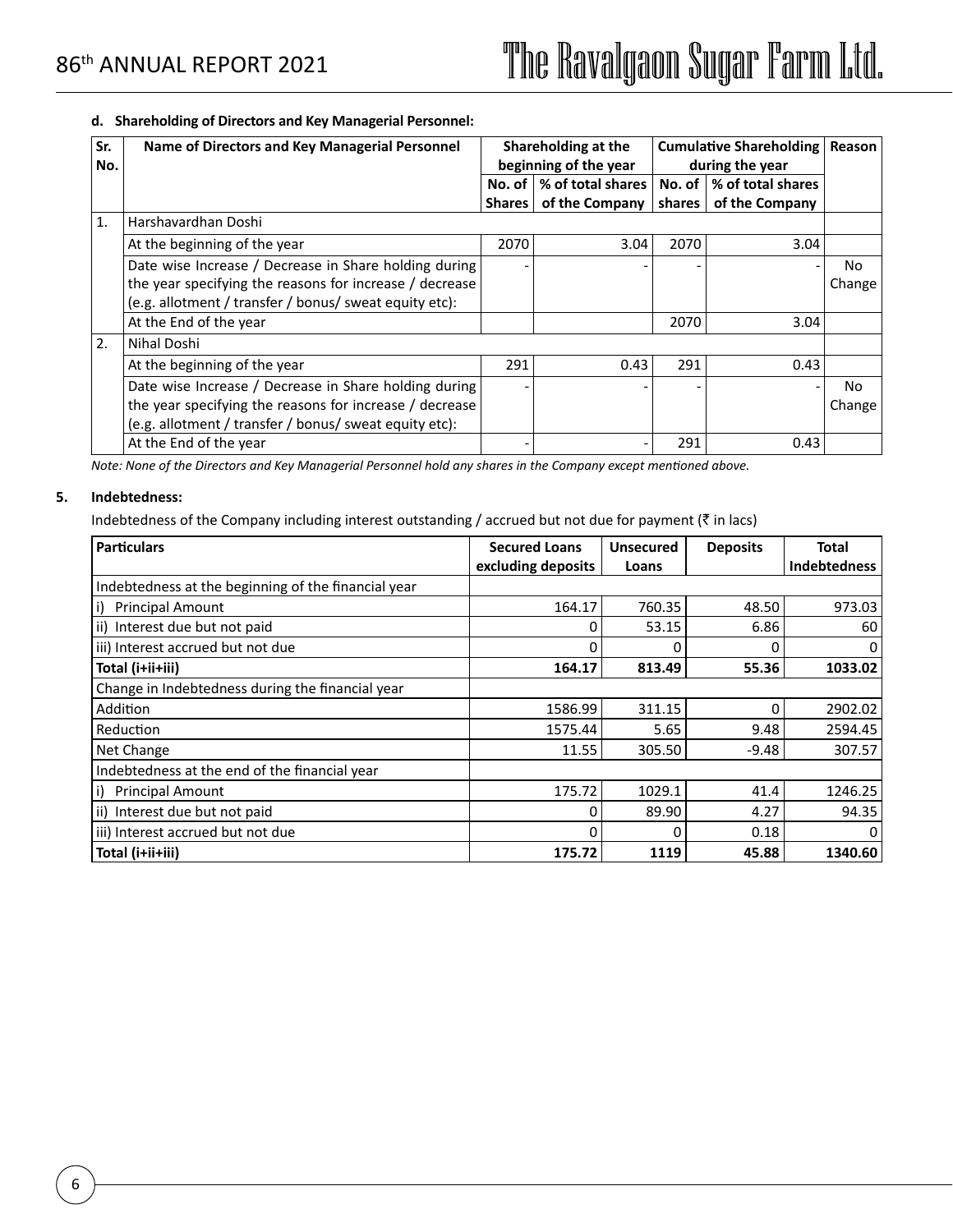**d. Shareholding of Directors and Key Managerial Personnel:**

| Sr. No. | Name of Directors and Key Managerial Personnel | Shareholding at the beginning of the year | | Cumulative Shareholding during the year | | Reason |
|---|---|---|---|---|---|---|
| | | No. of Shares | % of total shares of the Company | No. of shares | % of total shares of the Company | |
| 1. | Harshavardhan Doshi | | | | | |
| | At the beginning of the year | 2070 | 3.04 | 2070 | 3.04 | |
| | Date wise Increase / Decrease in Share holding during the year specifying the reasons for increase / decrease (e.g. allotment / transfer / bonus/ sweat equity etc): | - | - | - | - | No Change |
| | At the End of the year | | | 2070 | 3.04 | |
| 2. | Nihal Doshi | | | | | |
| | At the beginning of the year | 291 | 0.43 | 291 | 0.43 | |
| | Date wise Increase / Decrease in Share holding during the year specifying the reasons for increase / decrease (e.g. allotment / transfer / bonus/ sweat equity etc): | - | - | - | - | No Change |
| | At the End of the year | - | - | 291 | 0.43 | |

*Note: None of the Directors and Key Managerial Personnel hold any shares in the Company except mentioned above.*

**5. Indebtedness:**

Indebtedness of the Company including interest outstanding / accrued but not due for payment (₹ in lacs)

| Particulars | Secured Loans excluding deposits | Unsecured Loans | Deposits | Total Indebtedness |
|---|---|---|---|---|
| Indebtedness at the beginning of the financial year | | | | |
| i) Principal Amount | 164.17 | 760.35 | 48.50 | 973.03 |
| ii) Interest due but not paid | 0 | 53.15 | 6.86 | 60 |
| iii) Interest accrued but not due | 0 | 0 | 0 | 0 |
| **Total (i+ii+iii)** | **164.17** | **813.49** | **55.36** | **1033.02** |
| Change in Indebtedness during the financial year | | | | |
| Addition | 1586.99 | 311.15 | 0 | 2902.02 |
| Reduction | 1575.44 | 5.65 | 9.48 | 2594.45 |
| Net Change | 11.55 | 305.50 | -9.48 | 307.57 |
| Indebtedness at the end of the financial year | | | | |
| i) Principal Amount | 175.72 | 1029.1 | 41.4 | 1246.25 |
| ii) Interest due but not paid | 0 | 89.90 | 4.27 | 94.35 |
| iii) Interest accrued but not due | 0 | 0 | 0.18 | 0 |
| **Total (i+ii+iii)** | **175.72** | **1119** | **45.88** | **1340.60** |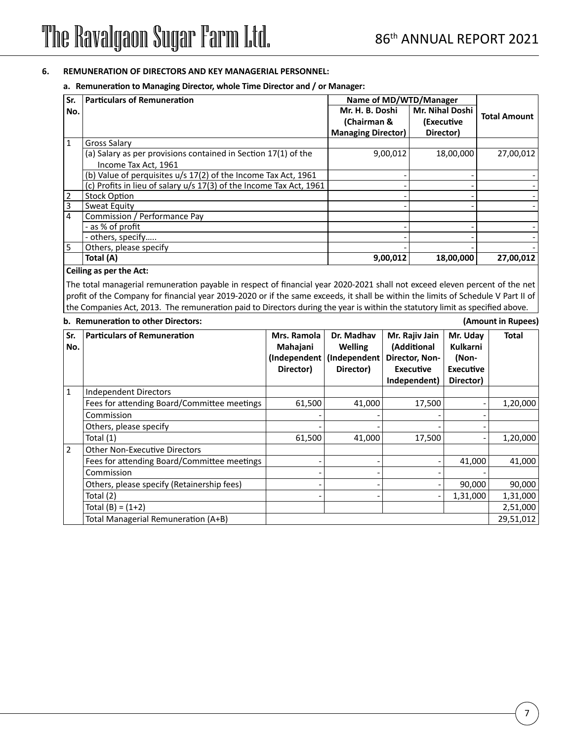## 6. REMUNERATION OF DIRECTORS AND KEY MANAGERIAL PERSONNEL:

### a. Remuneration to Managing Director, whole Time Director and / or Manager:

| Sr. No. | Particulars of Remuneration | Name of MD/WTD/Manager | | Total Amount |
|---|---|---|---|---|
| | | Mr. H. B. Doshi (Chairman & Managing Director) | Mr. Nihal Doshi (Executive Director) | |
| 1 | Gross Salary | | | |
| | (a) Salary as per provisions contained in Section 17(1) of the Income Tax Act, 1961 | 9,00,012 | 18,00,000 | 27,00,012 |
| | (b) Value of perquisites u/s 17(2) of the Income Tax Act, 1961 | - | - | - |
| | (c) Profits in lieu of salary u/s 17(3) of the Income Tax Act, 1961 | - | - | - |
| 2 | Stock Option | - | - | - |
| 3 | Sweat Equity | - | - | - |
| 4 | Commission / Performance Pay | | | |
| | - as % of profit | - | - | - |
| | - others, specify….. | - | - | - |
| 5 | Others, please specify | - | - | - |
| | **Total (A)** | **9,00,012** | **18,00,000** | **27,00,012** |

**Ceiling as per the Act:**

The total managerial remuneration payable in respect of financial year 2020-2021 shall not exceed eleven percent of the net profit of the Company for financial year 2019-2020 or if the same exceeds, it shall be within the limits of Schedule V Part II of the Companies Act, 2013. The remuneration paid to Directors during the year is within the statutory limit as specified above.

### b. Remuneration to other Directors:

**(Amount in Rupees)**

| Sr. No. | Particulars of Remuneration | Mrs. Ramola Mahajani (Independent Director) | Dr. Madhav Welling (Independent Director) | Mr. Rajiv Jain (Additional Director, Non-Executive Independent) | Mr. Uday Kulkarni (Non-Executive Director) | Total |
|---|---|---|---|---|---|---|
| 1 | Independent Directors | | | | | |
| | Fees for attending Board/Committee meetings | 61,500 | 41,000 | 17,500 | - | 1,20,000 |
| | Commission | - | - | - | - | |
| | Others, please specify | - | - | - | - | |
| | Total (1) | 61,500 | 41,000 | 17,500 | - | 1,20,000 |
| 2 | Other Non-Executive Directors | | | | | |
| | Fees for attending Board/Committee meetings | - | - | - | 41,000 | 41,000 |
| | Commission | - | - | - | - | |
| | Others, please specify (Retainership fees) | - | - | - | 90,000 | 90,000 |
| | Total (2) | - | - | - | 1,31,000 | 1,31,000 |
| | Total (B) = (1+2) | | | | | 2,51,000 |
| | Total Managerial Remuneration (A+B) | | | | | 29,51,012 |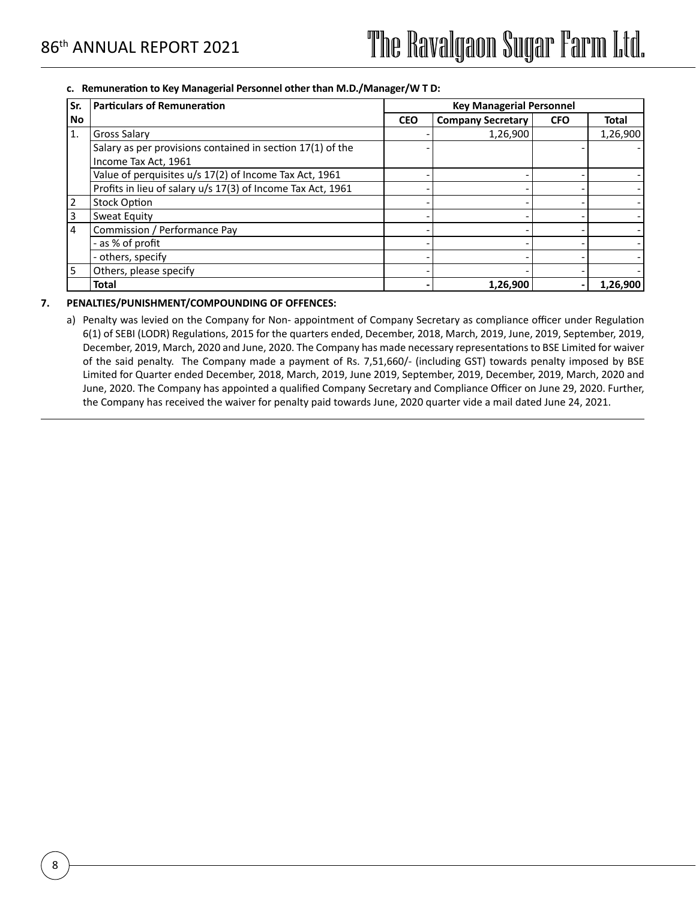**c. Remuneration to Key Managerial Personnel other than M.D./Manager/W T D:**

| Sr. No | Particulars of Remuneration | Key Managerial Personnel | | | |
|---|---|---|---|---|---|
| | | CEO | Company Secretary | CFO | Total |
| 1. | Gross Salary | - | 1,26,900 | | 1,26,900 |
| | Salary as per provisions contained in section 17(1) of the Income Tax Act, 1961 | - | | - | - |
| | Value of perquisites u/s 17(2) of Income Tax Act, 1961 | - | - | - | - |
| | Profits in lieu of salary u/s 17(3) of Income Tax Act, 1961 | - | - | - | - |
| 2 | Stock Option | - | - | - | - |
| 3 | Sweat Equity | - | - | - | - |
| 4 | Commission / Performance Pay | - | - | - | - |
| | - as % of profit | - | - | - | - |
| | - others, specify | - | - | - | - |
| 5 | Others, please specify | - | - | - | - |
| | **Total** | **-** | **1,26,900** | **-** | **1,26,900** |

## 7. PENALTIES/PUNISHMENT/COMPOUNDING OF OFFENCES:

a) Penalty was levied on the Company for Non- appointment of Company Secretary as compliance officer under Regulation 6(1) of SEBI (LODR) Regulations, 2015 for the quarters ended, December, 2018, March, 2019, June, 2019, September, 2019, December, 2019, March, 2020 and June, 2020. The Company has made necessary representations to BSE Limited for waiver of the said penalty. The Company made a payment of Rs. 7,51,660/- (including GST) towards penalty imposed by BSE Limited for Quarter ended December, 2018, March, 2019, June 2019, September, 2019, December, 2019, March, 2020 and June, 2020. The Company has appointed a qualified Company Secretary and Compliance Officer on June 29, 2020. Further, the Company has received the waiver for penalty paid towards June, 2020 quarter vide a mail dated June 24, 2021.